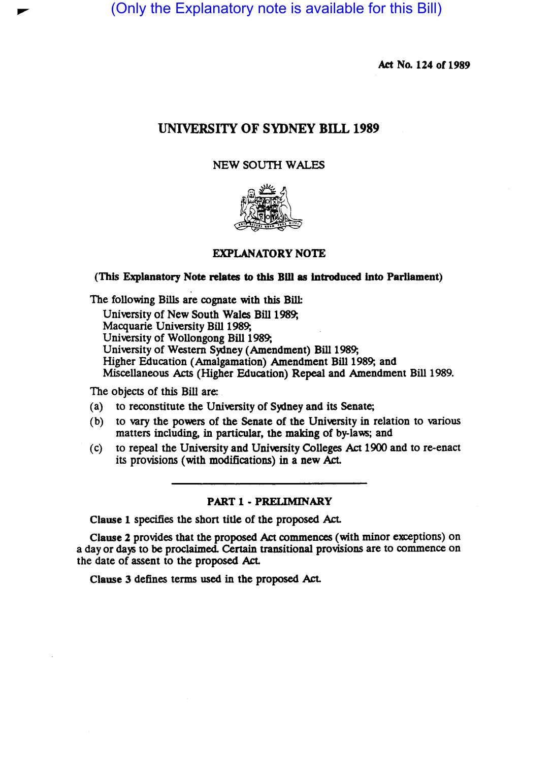(Only the Explanatory note is available for this Bill)

Act No. 124 of 1989

# UNIVERSITY OF SYDNEY BILL 1989

NEW SOUTH WALES

## EXPLANATORY NOTE

**(This Explanatory Note relates to this Bill as introduced into Parliament)**

The following Bills are cognate with this Bill:

University of New South Wales Bill 1989;
Macquarie University Bill 1989;
University of Wollongong Bill 1989;
University of Western Sydney (Amendment) Bill 1989;
Higher Education (Amalgamation) Amendment Bill 1989; and
Miscellaneous Acts (Higher Education) Repeal and Amendment Bill 1989.

The objects of this Bill are:

(a) to reconstitute the University of Sydney and its Senate;

(b) to vary the powers of the Senate of the University in relation to various matters including, in particular, the making of by-laws; and

(c) to repeal the University and University Colleges Act 1900 and to re-enact its provisions (with modifications) in a new Act.

---

### PART 1 - PRELIMINARY

**Clause 1** specifies the short title of the proposed Act.

**Clause 2** provides that the proposed Act commences (with minor exceptions) on a day or days to be proclaimed. Certain transitional provisions are to commence on the date of assent to the proposed Act.

**Clause 3** defines terms used in the proposed Act.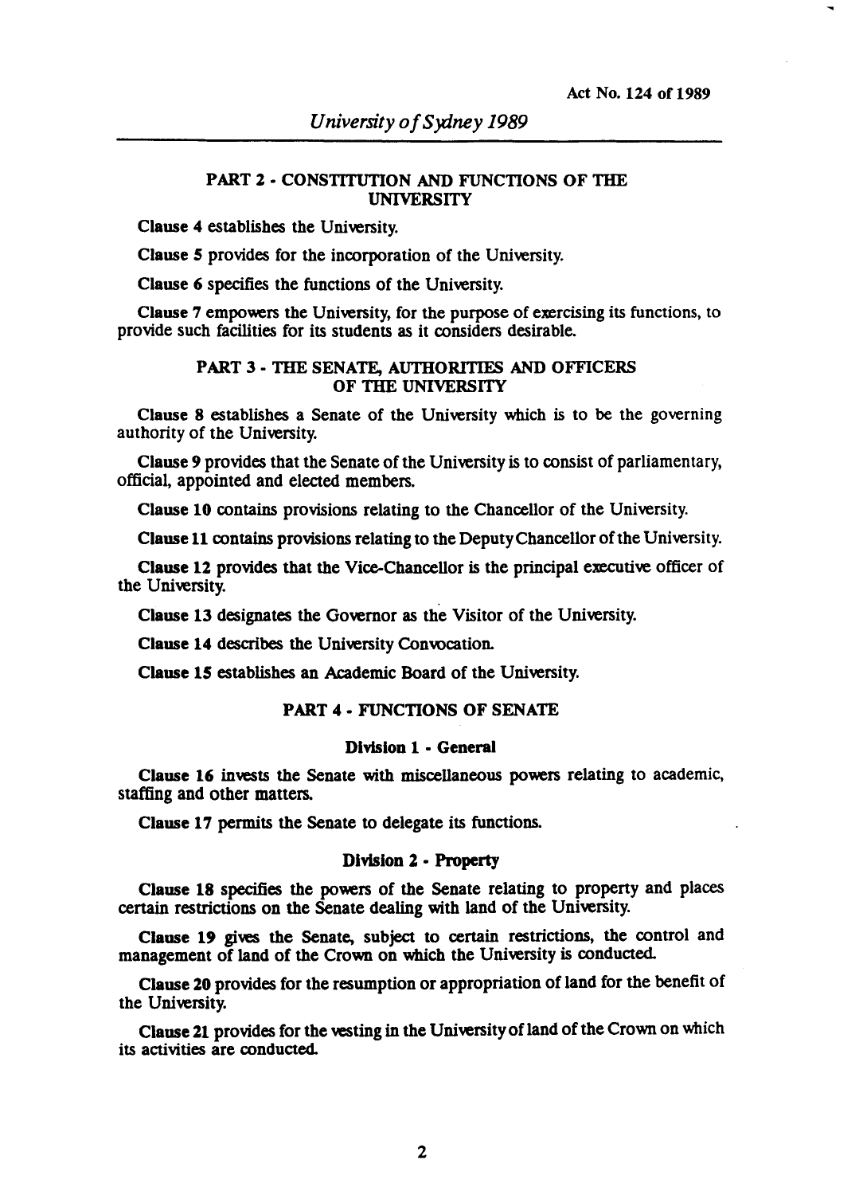## PART 2 - CONSTITUTION AND FUNCTIONS OF THE UNIVERSITY

**Clause 4** establishes the University.

**Clause 5** provides for the incorporation of the University.

**Clause 6** specifies the functions of the University.

**Clause 7** empowers the University, for the purpose of exercising its functions, to provide such facilities for its students as it considers desirable.

## PART 3 - THE SENATE, AUTHORITIES AND OFFICERS OF THE UNIVERSITY

**Clause 8** establishes a Senate of the University which is to be the governing authority of the University.

**Clause 9** provides that the Senate of the University is to consist of parliamentary, official, appointed and elected members.

**Clause 10** contains provisions relating to the Chancellor of the University.

**Clause 11** contains provisions relating to the Deputy Chancellor of the University.

**Clause 12** provides that the Vice-Chancellor is the principal executive officer of the University.

**Clause 13** designates the Governor as the Visitor of the University.

**Clause 14** describes the University Convocation.

**Clause 15** establishes an Academic Board of the University.

## PART 4 - FUNCTIONS OF SENATE

### Division 1 - General

**Clause 16** invests the Senate with miscellaneous powers relating to academic, staffing and other matters.

**Clause 17** permits the Senate to delegate its functions.

### Division 2 - Property

**Clause 18** specifies the powers of the Senate relating to property and places certain restrictions on the Senate dealing with land of the University.

**Clause 19** gives the Senate, subject to certain restrictions, the control and management of land of the Crown on which the University is conducted.

**Clause 20** provides for the resumption or appropriation of land for the benefit of the University.

**Clause 21** provides for the vesting in the University of land of the Crown on which its activities are conducted.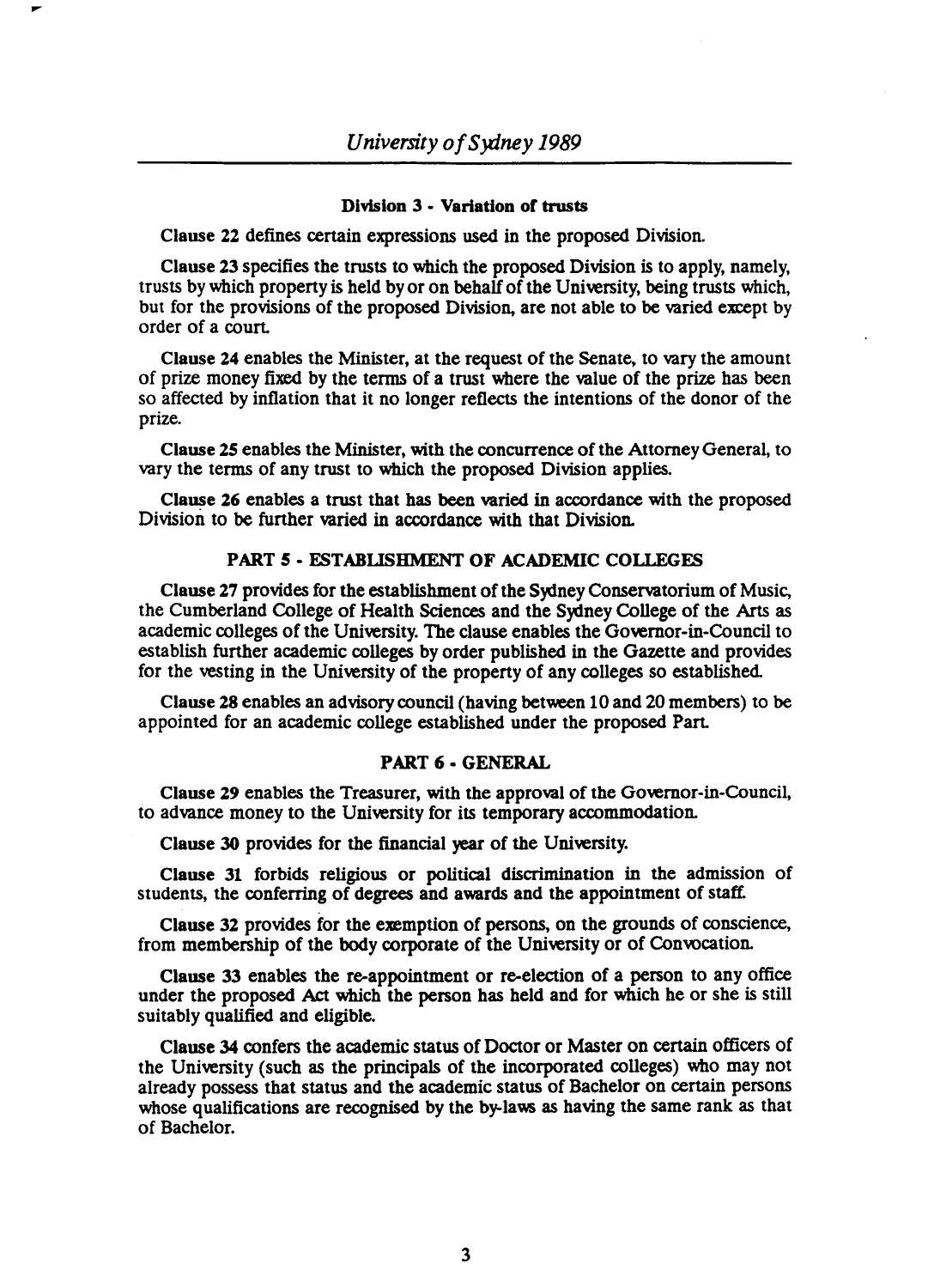#### Division 3 - Variation of trusts

**Clause 22** defines certain expressions used in the proposed Division.

**Clause 23** specifies the trusts to which the proposed Division is to apply, namely, trusts by which property is held by or on behalf of the University, being trusts which, but for the provisions of the proposed Division, are not able to be varied except by order of a court.

**Clause 24** enables the Minister, at the request of the Senate, to vary the amount of prize money fixed by the terms of a trust where the value of the prize has been so affected by inflation that it no longer reflects the intentions of the donor of the prize.

**Clause 25** enables the Minister, with the concurrence of the Attorney General, to vary the terms of any trust to which the proposed Division applies.

**Clause 26** enables a trust that has been varied in accordance with the proposed Division to be further varied in accordance with that Division.

## PART 5 - ESTABLISHMENT OF ACADEMIC COLLEGES

**Clause 27** provides for the establishment of the Sydney Conservatorium of Music, the Cumberland College of Health Sciences and the Sydney College of the Arts as academic colleges of the University. The clause enables the Governor-in-Council to establish further academic colleges by order published in the Gazette and provides for the vesting in the University of the property of any colleges so established.

**Clause 28** enables an advisory council (having between 10 and 20 members) to be appointed for an academic college established under the proposed Part.

## PART 6 - GENERAL

**Clause 29** enables the Treasurer, with the approval of the Governor-in-Council, to advance money to the University for its temporary accommodation.

**Clause 30** provides for the financial year of the University.

**Clause 31** forbids religious or political discrimination in the admission of students, the conferring of degrees and awards and the appointment of staff.

**Clause 32** provides for the exemption of persons, on the grounds of conscience, from membership of the body corporate of the University or of Convocation.

**Clause 33** enables the re-appointment or re-election of a person to any office under the proposed Act which the person has held and for which he or she is still suitably qualified and eligible.

**Clause 34** confers the academic status of Doctor or Master on certain officers of the University (such as the principals of the incorporated colleges) who may not already possess that status and the academic status of Bachelor on certain persons whose qualifications are recognised by the by-laws as having the same rank as that of Bachelor.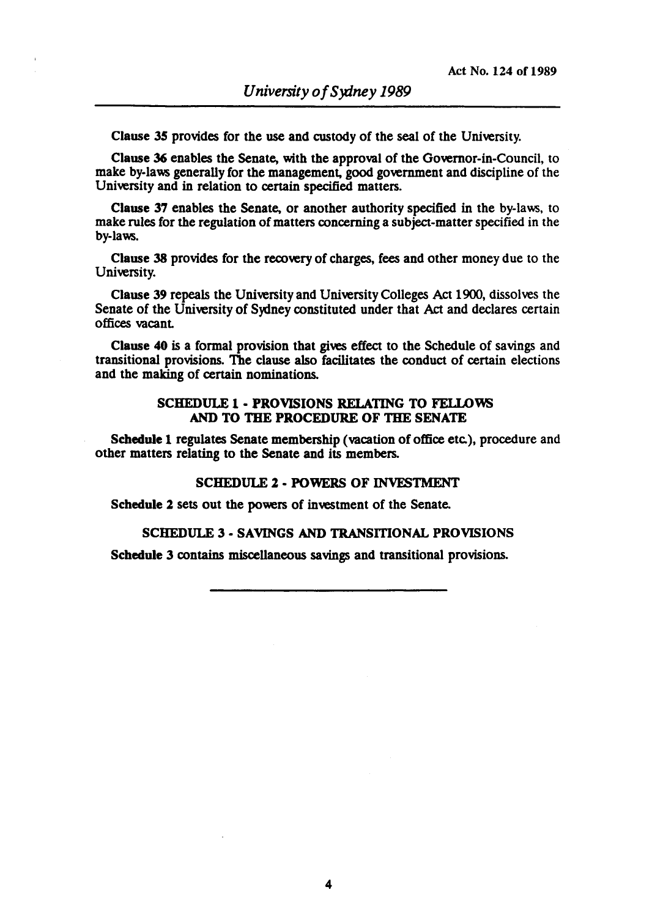**Clause 35** provides for the use and custody of the seal of the University.

**Clause 36** enables the Senate, with the approval of the Governor-in-Council, to make by-laws generally for the management, good government and discipline of the University and in relation to certain specified matters.

**Clause 37** enables the Senate, or another authority specified in the by-laws, to make rules for the regulation of matters concerning a subject-matter specified in the by-laws.

**Clause 38** provides for the recovery of charges, fees and other money due to the University.

**Clause 39** repeals the University and University Colleges Act 1900, dissolves the Senate of the University of Sydney constituted under that Act and declares certain offices vacant.

**Clause 40** is a formal provision that gives effect to the Schedule of savings and transitional provisions. The clause also facilitates the conduct of certain elections and the making of certain nominations.

## SCHEDULE 1 - PROVISIONS RELATING TO FELLOWS AND TO THE PROCEDURE OF THE SENATE

**Schedule 1** regulates Senate membership (vacation of office etc.), procedure and other matters relating to the Senate and its members.

## SCHEDULE 2 - POWERS OF INVESTMENT

**Schedule 2** sets out the powers of investment of the Senate.

## SCHEDULE 3 - SAVINGS AND TRANSITIONAL PROVISIONS

**Schedule 3** contains miscellaneous savings and transitional provisions.